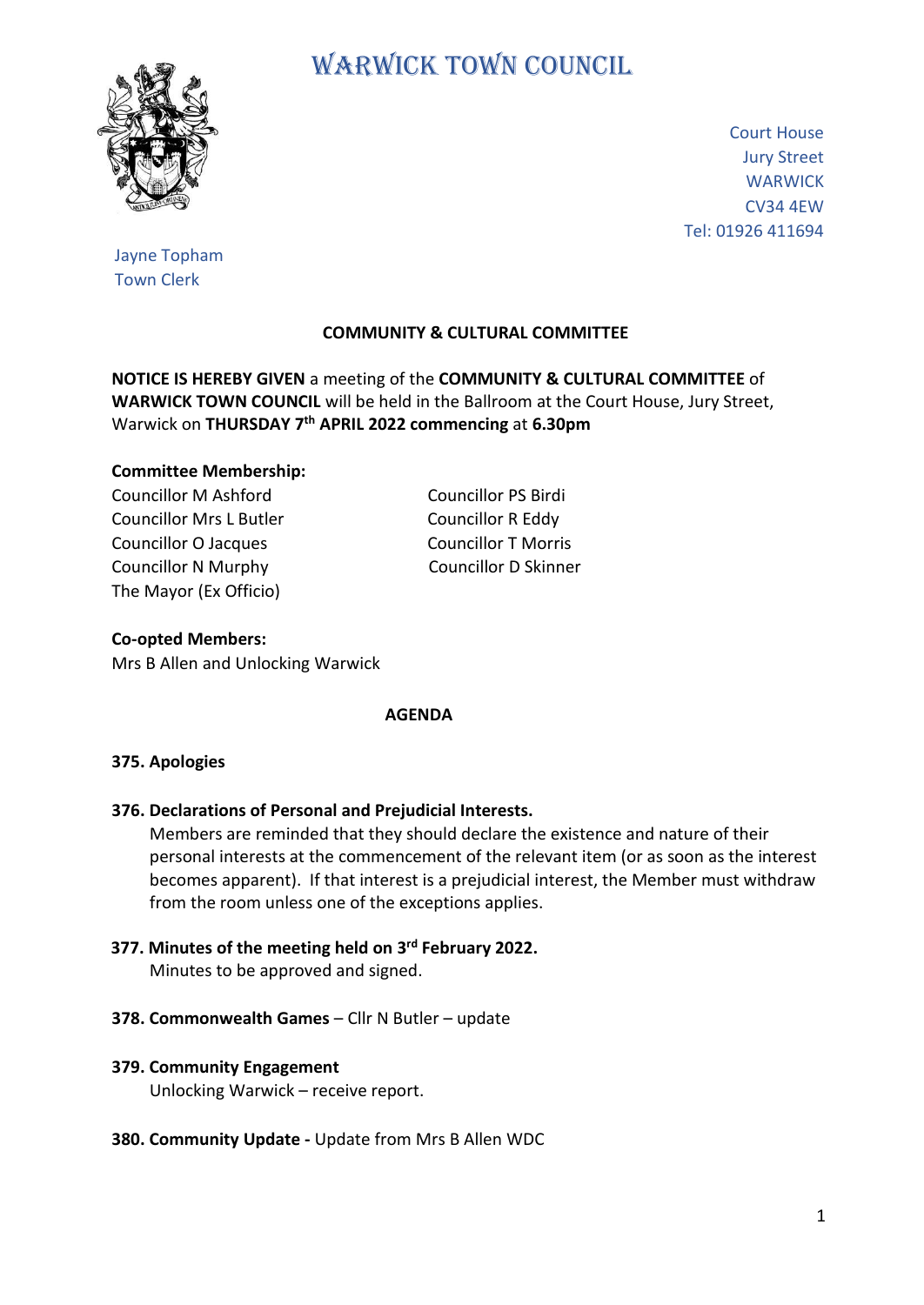# WARWICK TOWN COUNCIL

Court House
Jury Street
WARWICK
CV34 4EW
Tel: 01926 411694

Jayne Topham
Town Clerk

## COMMUNITY & CULTURAL COMMITTEE

**NOTICE IS HEREBY GIVEN** a meeting of the **COMMUNITY & CULTURAL COMMITTEE** of **WARWICK TOWN COUNCIL** will be held in the Ballroom at the Court House, Jury Street, Warwick on **THURSDAY 7th APRIL 2022 commencing** at **6.30pm**

**Committee Membership:**

Councillor M Ashford
Councillor Mrs L Butler
Councillor O Jacques
Councillor N Murphy
The Mayor (Ex Officio)
Councillor PS Birdi
Councillor R Eddy
Councillor T Morris
Councillor D Skinner

**Co-opted Members:**
Mrs B Allen and Unlocking Warwick

## AGENDA

**375. Apologies**

**376. Declarations of Personal and Prejudicial Interests.**
Members are reminded that they should declare the existence and nature of their personal interests at the commencement of the relevant item (or as soon as the interest becomes apparent). If that interest is a prejudicial interest, the Member must withdraw from the room unless one of the exceptions applies.

**377. Minutes of the meeting held on 3rd February 2022.**
Minutes to be approved and signed.

**378. Commonwealth Games** – Cllr N Butler – update

**379. Community Engagement**
Unlocking Warwick – receive report.

**380. Community Update -** Update from Mrs B Allen WDC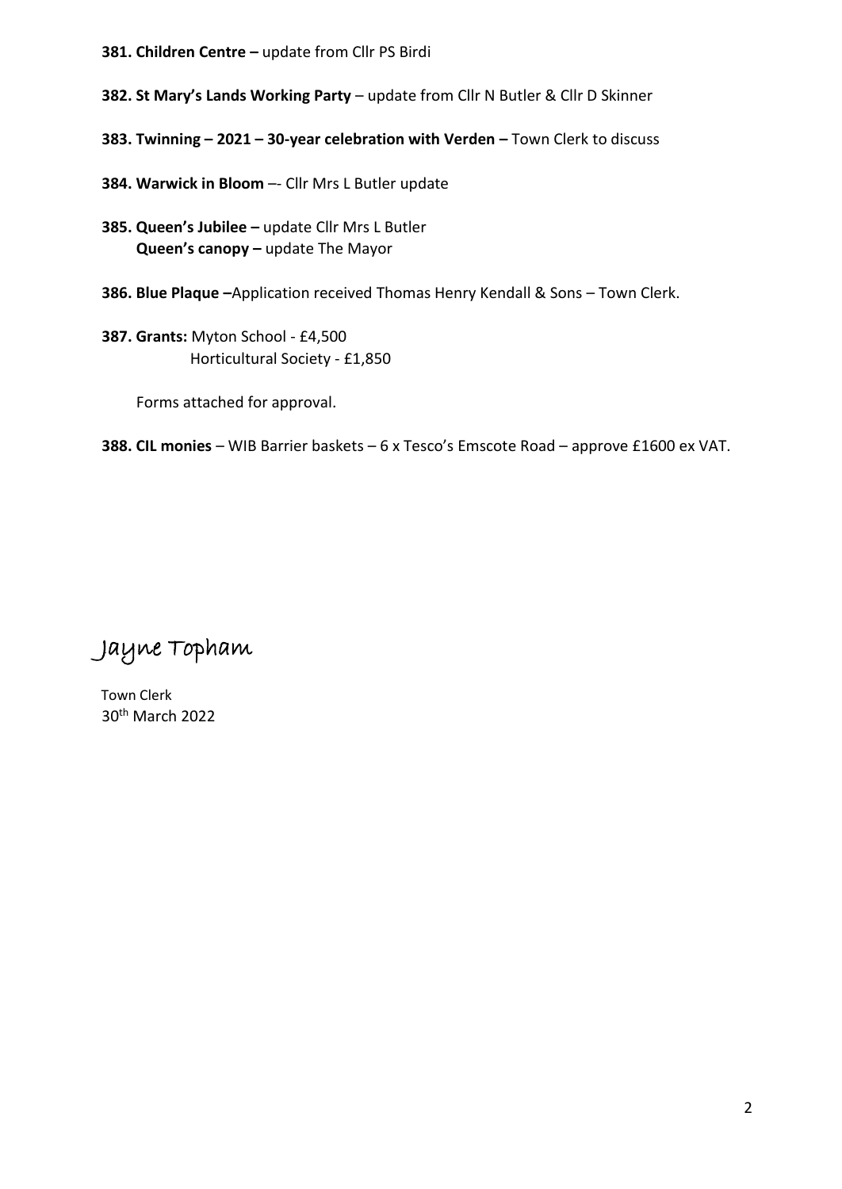**381. Children Centre –** update from Cllr PS Birdi

**382. St Mary's Lands Working Party** – update from Cllr N Butler & Cllr D Skinner

**383. Twinning – 2021 – 30-year celebration with Verden –** Town Clerk to discuss

**384. Warwick in Bloom** –- Cllr Mrs L Butler update

**385. Queen's Jubilee –** update Cllr Mrs L Butler
**Queen's canopy –** update The Mayor

**386. Blue Plaque –**Application received Thomas Henry Kendall & Sons – Town Clerk.

**387. Grants:** Myton School - £4,500
Horticultural Society - £1,850

Forms attached for approval.

**388. CIL monies** – WIB Barrier baskets – 6 x Tesco's Emscote Road – approve £1600 ex VAT.

Jayne Topham

Town Clerk
30th March 2022